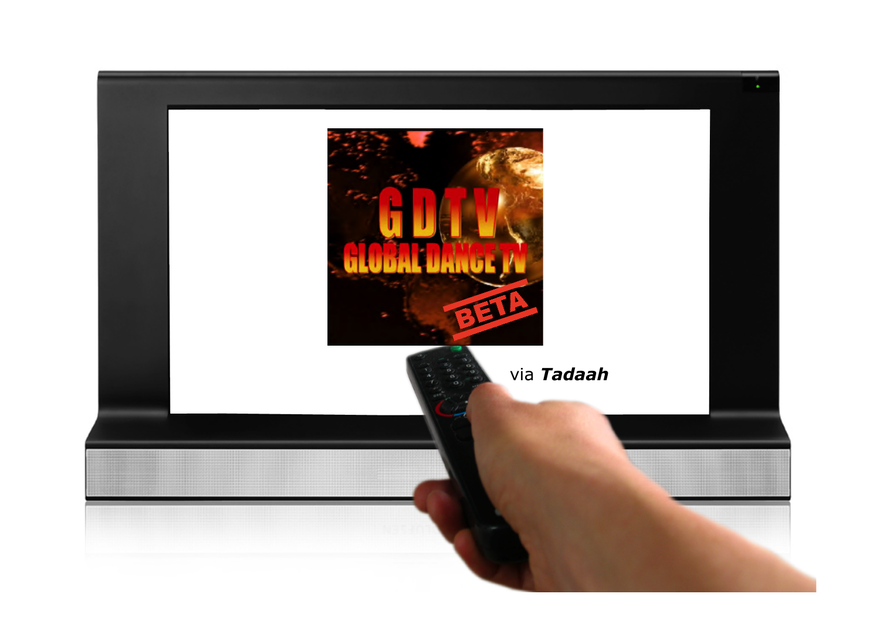GDTV

GLOBAL DANCE TV

BETA

via ***Tadaah***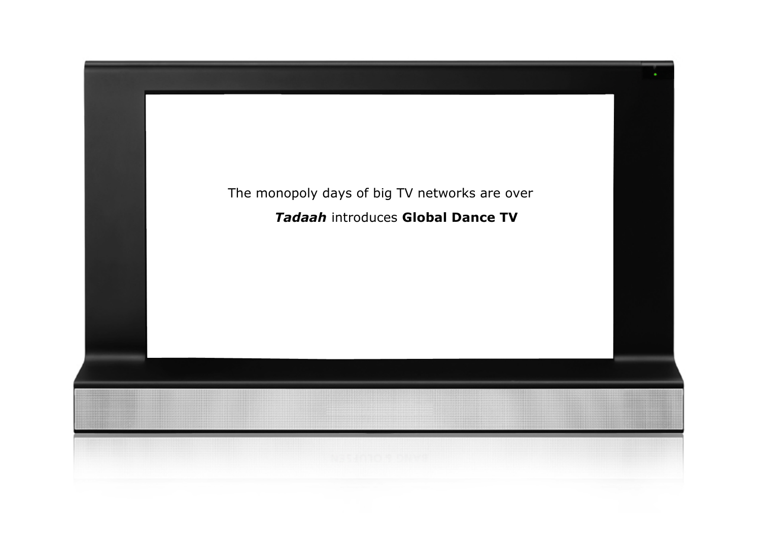The monopoly days of big TV networks are over

***Tadaah*** introduces **Global Dance TV**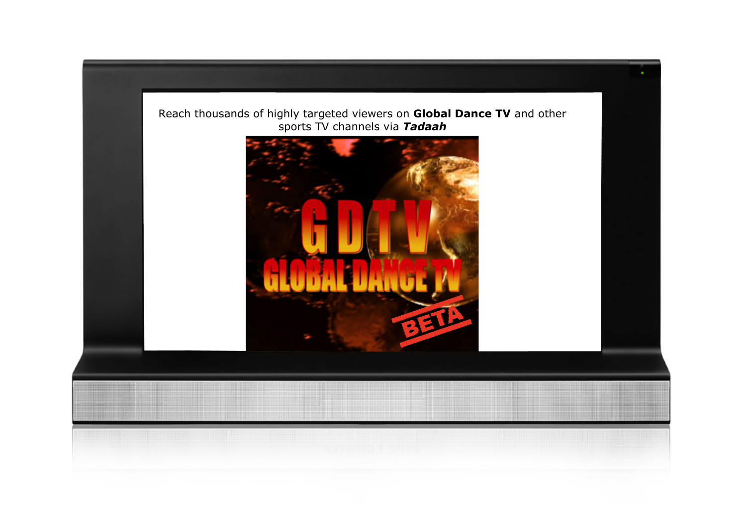Reach thousands of highly targeted viewers on **Global Dance TV** and other sports TV channels via ***Tadaah***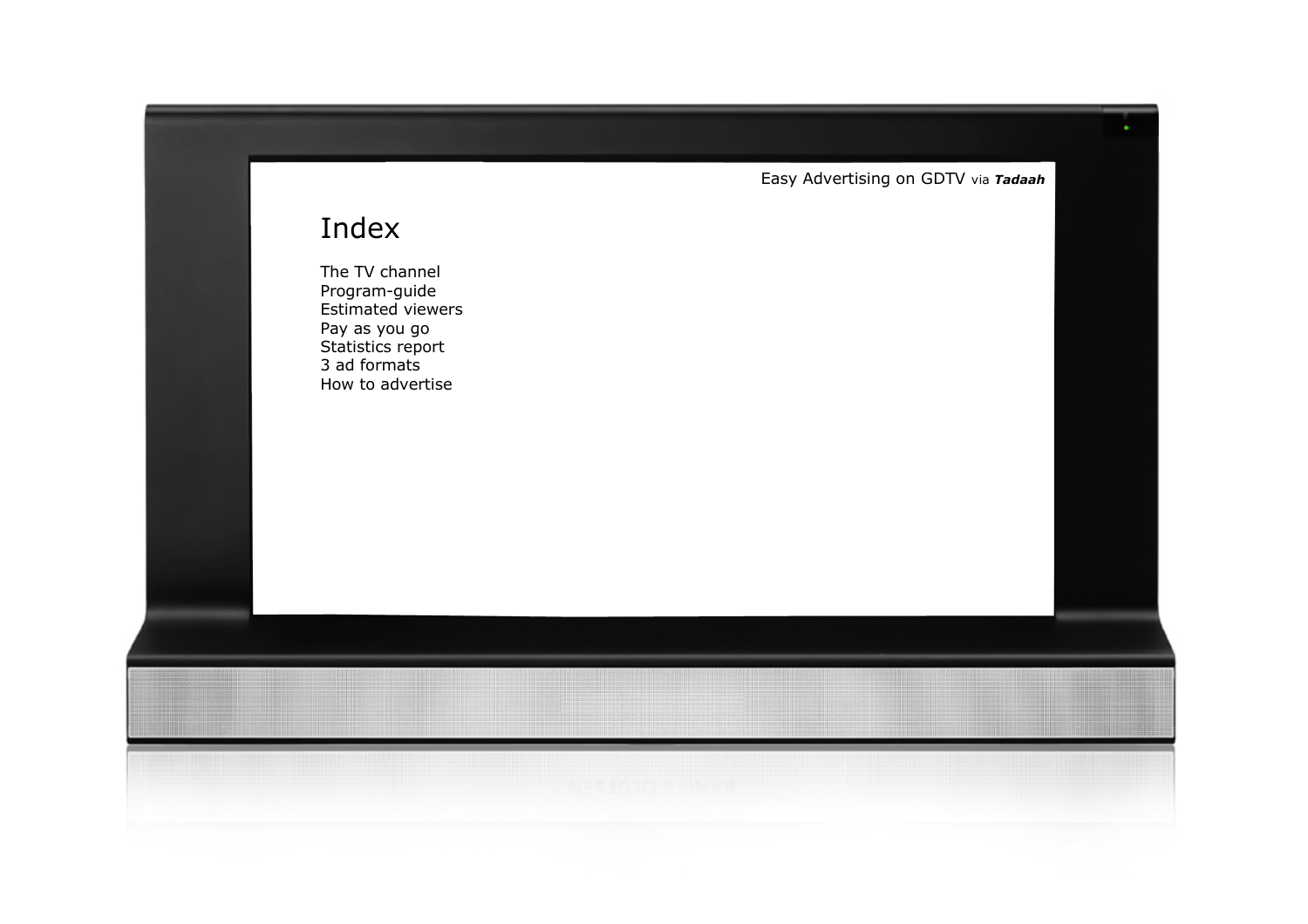Easy Advertising on GDTV via ***Tadaah***

# Index

The TV channel
Program-guide
Estimated viewers
Pay as you go
Statistics report
3 ad formats
How to advertise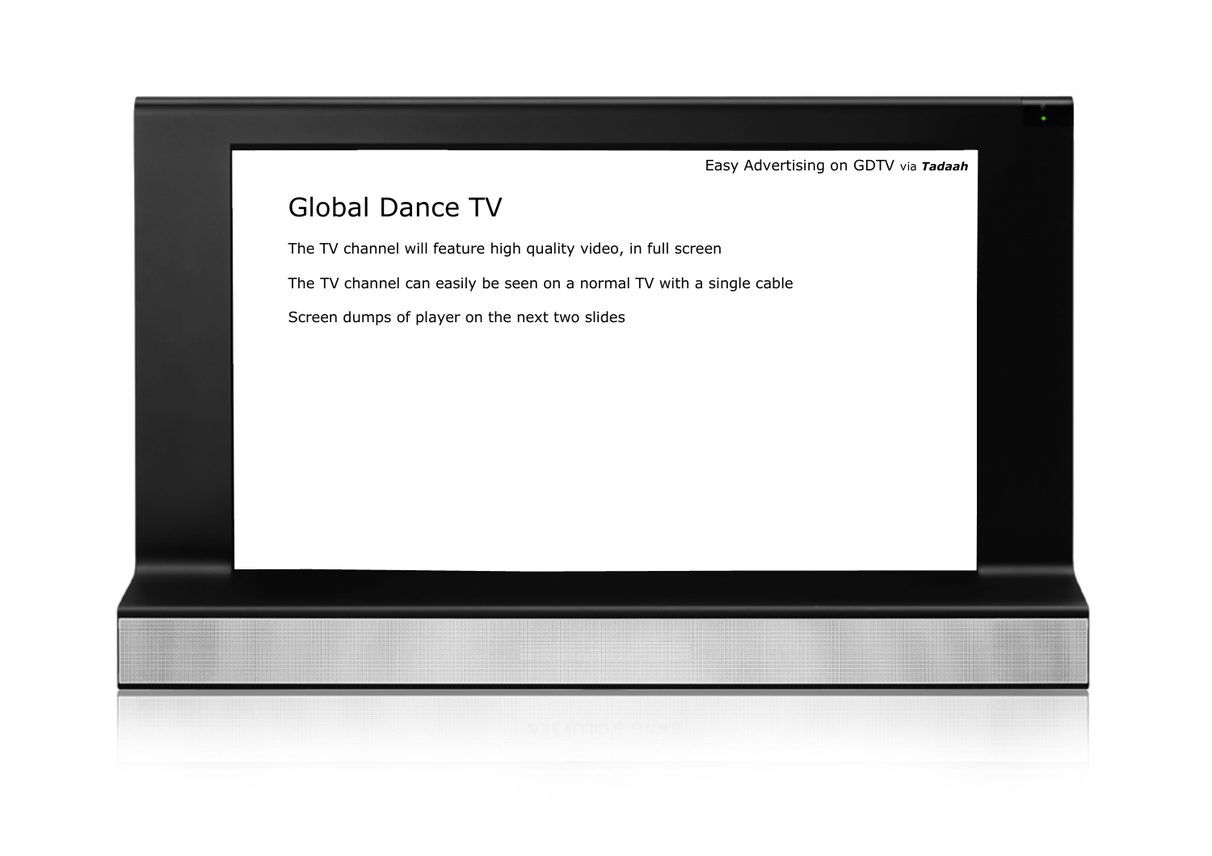Easy Advertising on GDTV via ***Tadaah***

# Global Dance TV

The TV channel will feature high quality video, in full screen

The TV channel can easily be seen on a normal TV with a single cable

Screen dumps of player on the next two slides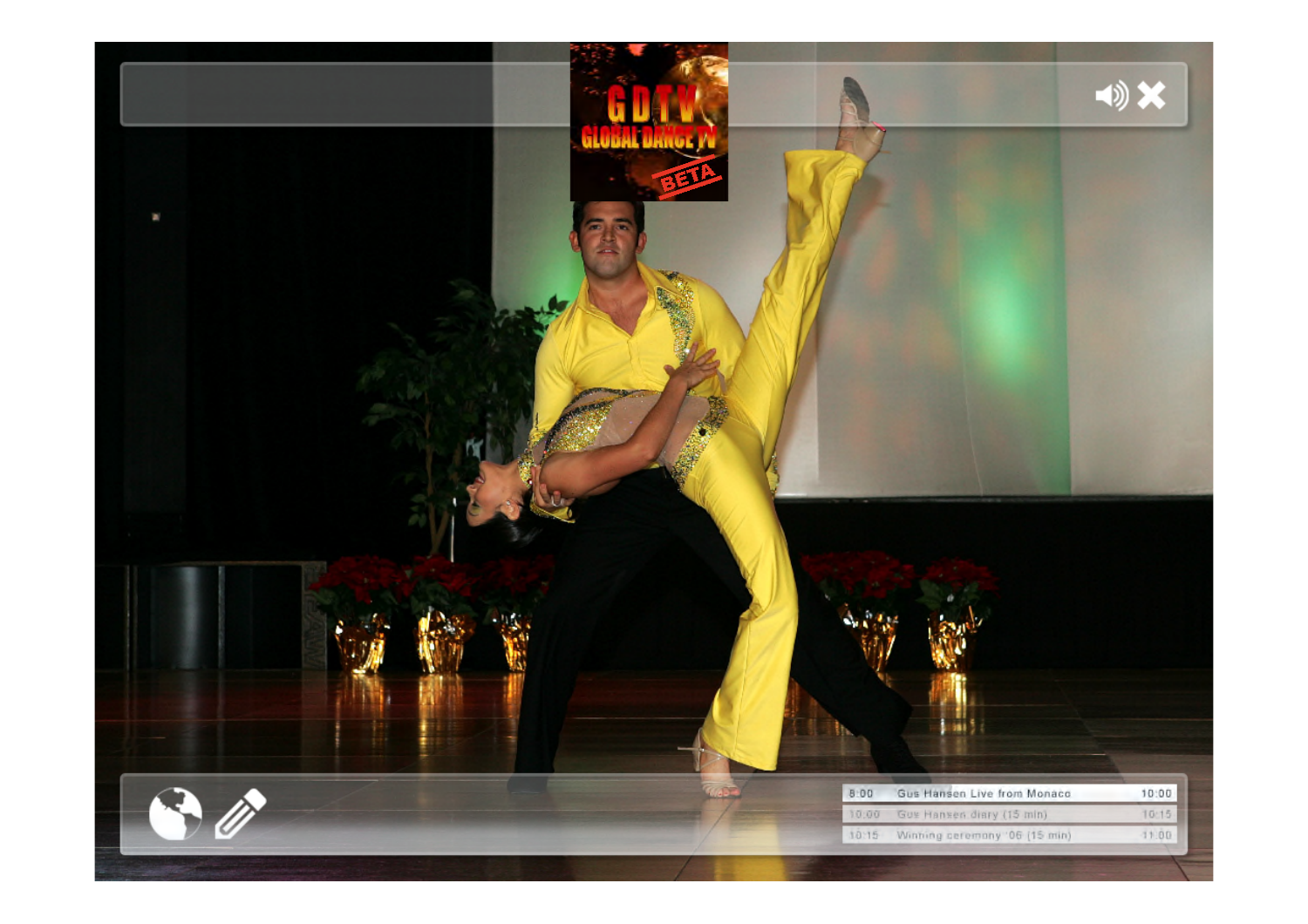GDTV GLOBAL DANCE TV BETA

| | | |
|---|---|---|
| 8:00 | Gus Hansen Live from Monaco | 10:00 |
| 10:00 | Gus Hansen diary (15 min) | 10:15 |
| 10:15 | Winning ceremony '06 (15 min) | 11:00 |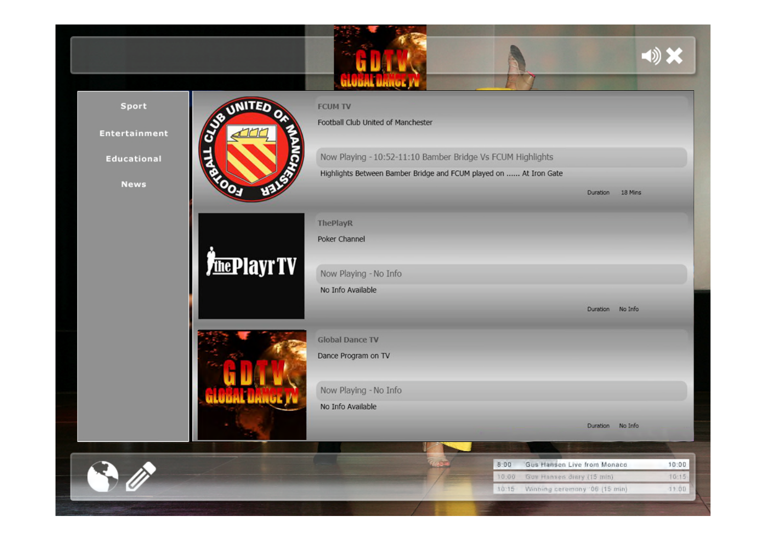Sport

Entertainment

Educational

News

**FCUM TV**

Football Club United of Manchester

Now Playing - 10:52-11:10 Bamber Bridge Vs FCUM Highlights

Highlights Between Bamber Bridge and FCUM played on ...... At Iron Gate

Duration 18 Mins

**ThePlayR**

Poker Channel

Now Playing - No Info

No Info Available

Duration No Info

**Global Dance TV**

Dance Program on TV

Now Playing - No Info

No Info Available

Duration No Info

| | | |
|---|---|---|
| 8:00 | Gus Hansen Live from Monaco | 10:00 |
| 10:00 | Gus Hansen diary (15 min) | 10:15 |
| 10:15 | Winning ceremony '06 (15 min) | 11:00 |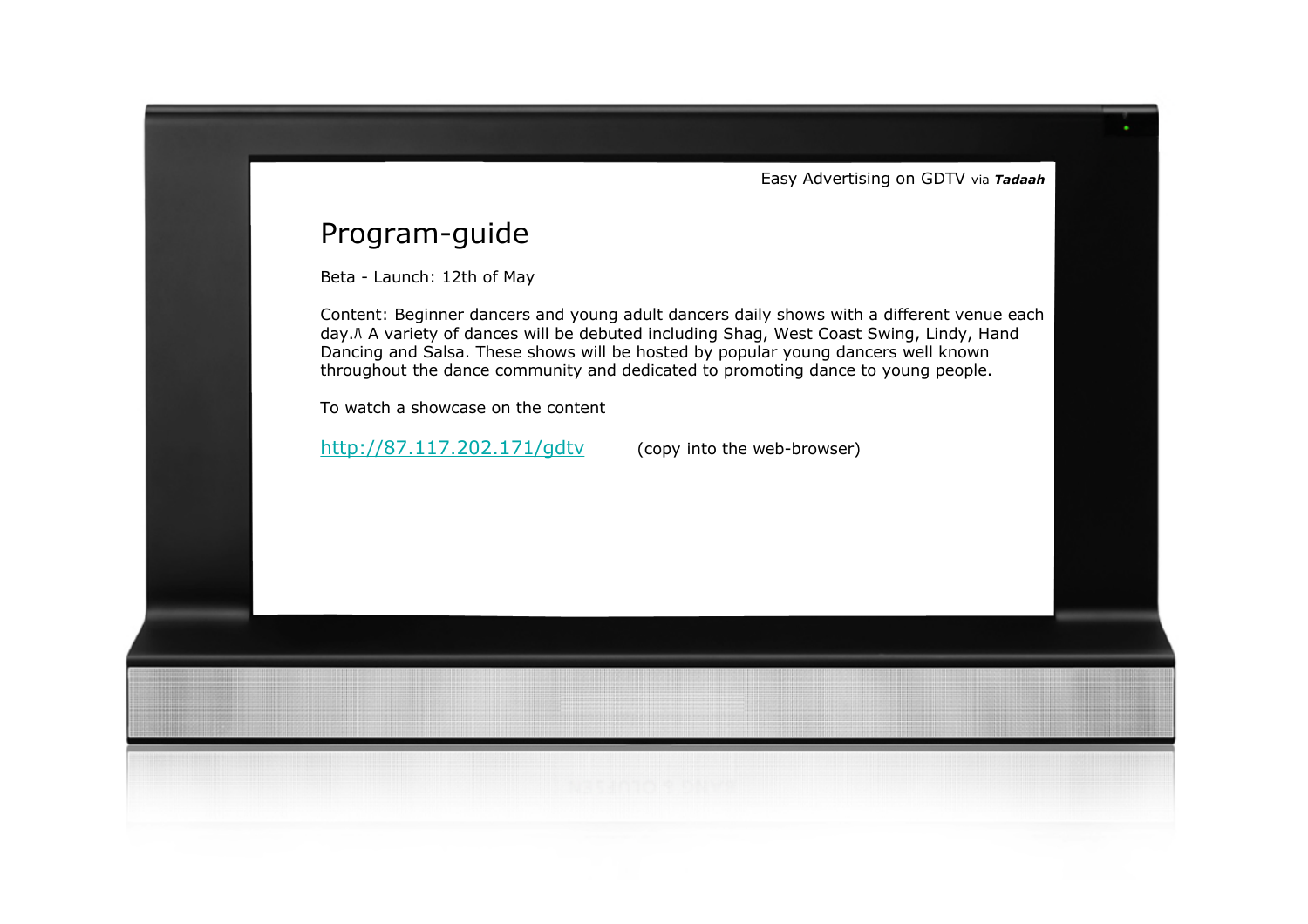Easy Advertising on GDTV via ***Tadaah***

# Program-guide

Beta - Launch: 12th of May

Content: Beginner dancers and young adult dancers daily shows with a different venue each day./\ A variety of dances will be debuted including Shag, West Coast Swing, Lindy, Hand Dancing and Salsa. These shows will be hosted by popular young dancers well known throughout the dance community and dedicated to promoting dance to young people.

To watch a showcase on the content

http://87.117.202.171/gdtv (copy into the web-browser)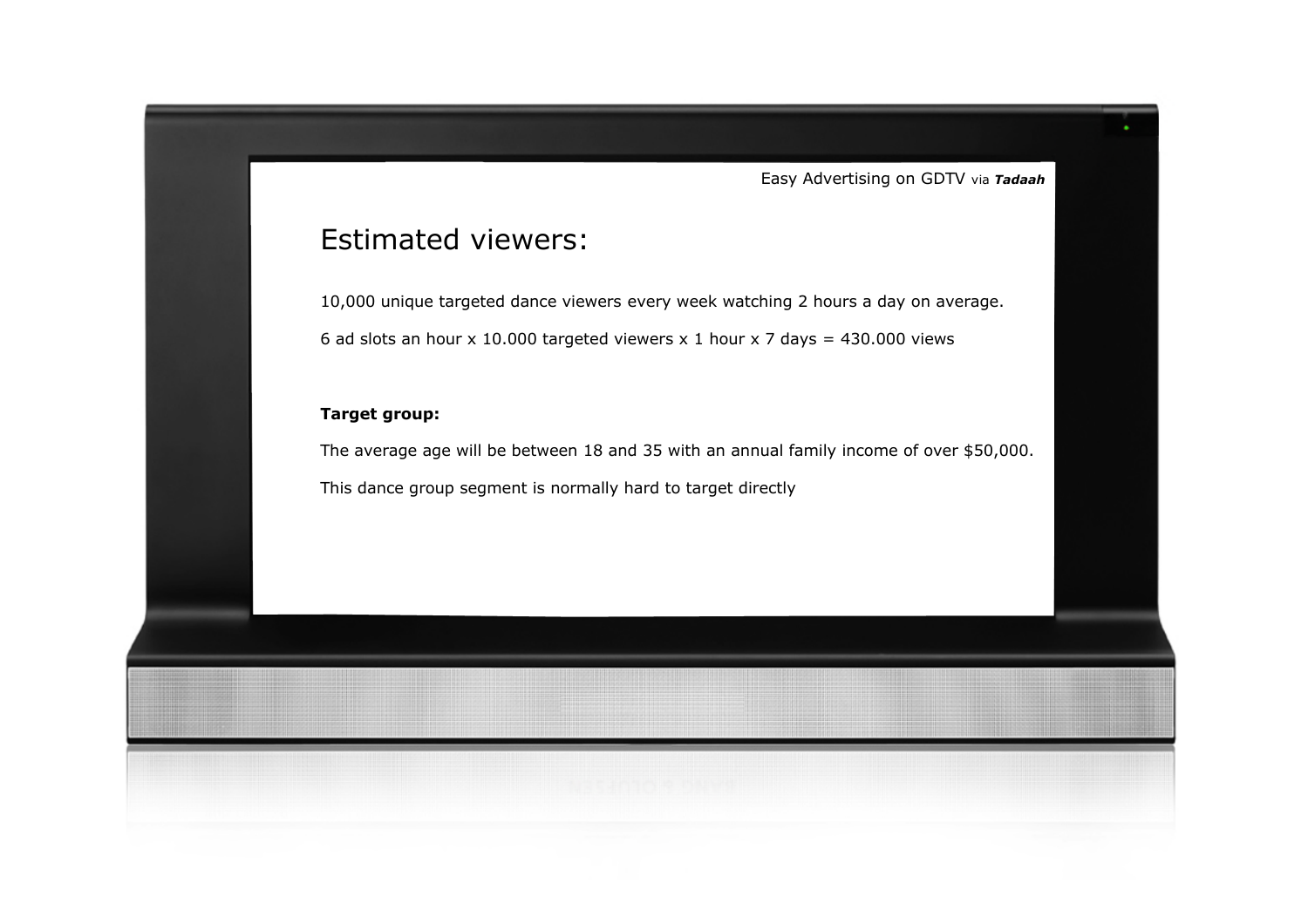Easy Advertising on GDTV via ***Tadaah***

# Estimated viewers:

10,000 unique targeted dance viewers every week watching 2 hours a day on average.

6 ad slots an hour x 10.000 targeted viewers x 1 hour x 7 days = 430.000 views

**Target group:**

The average age will be between 18 and 35 with an annual family income of over $50,000.

This dance group segment is normally hard to target directly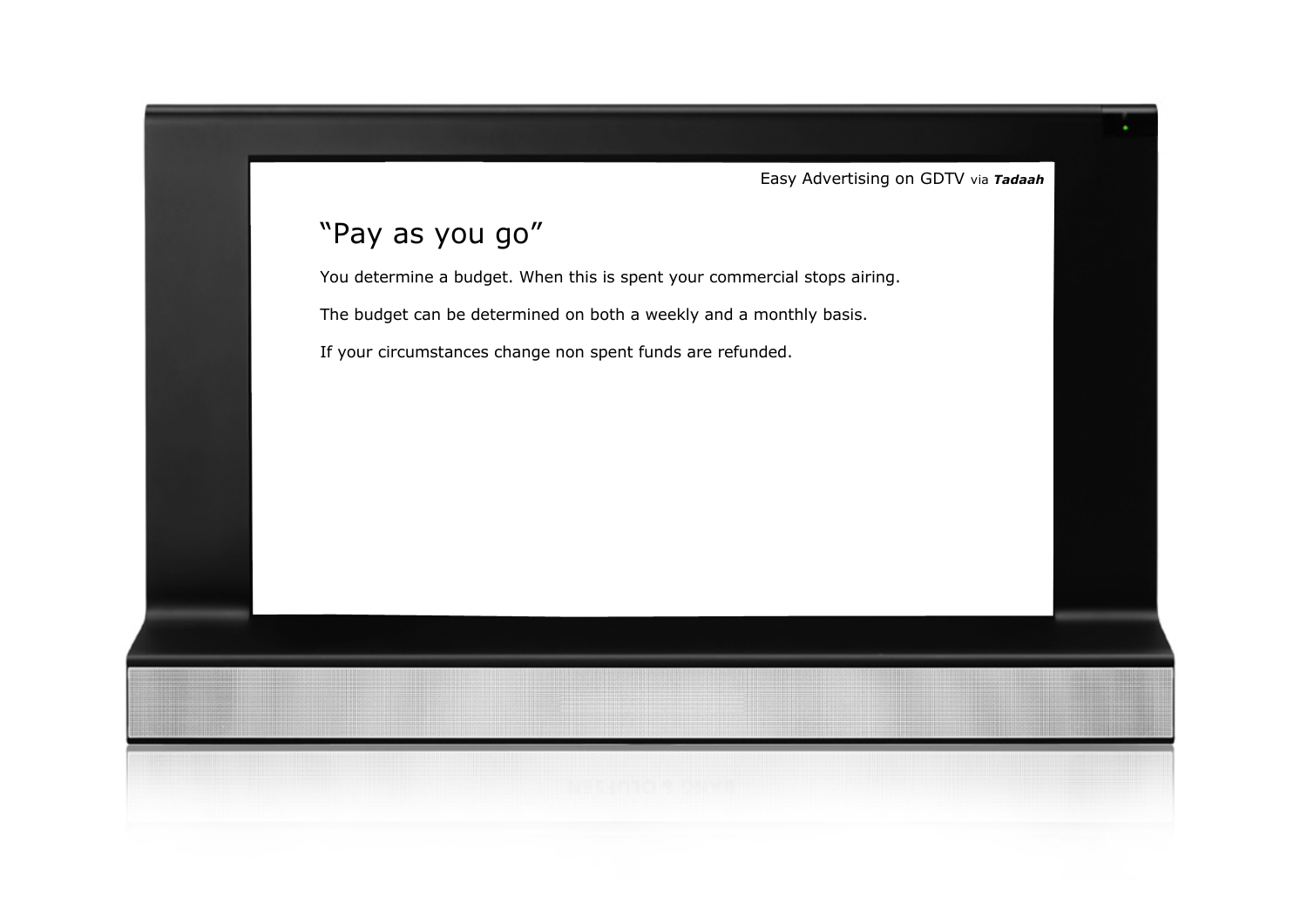Easy Advertising on GDTV via ***Tadaah***

# "Pay as you go"

You determine a budget. When this is spent your commercial stops airing.

The budget can be determined on both a weekly and a monthly basis.

If your circumstances change non spent funds are refunded.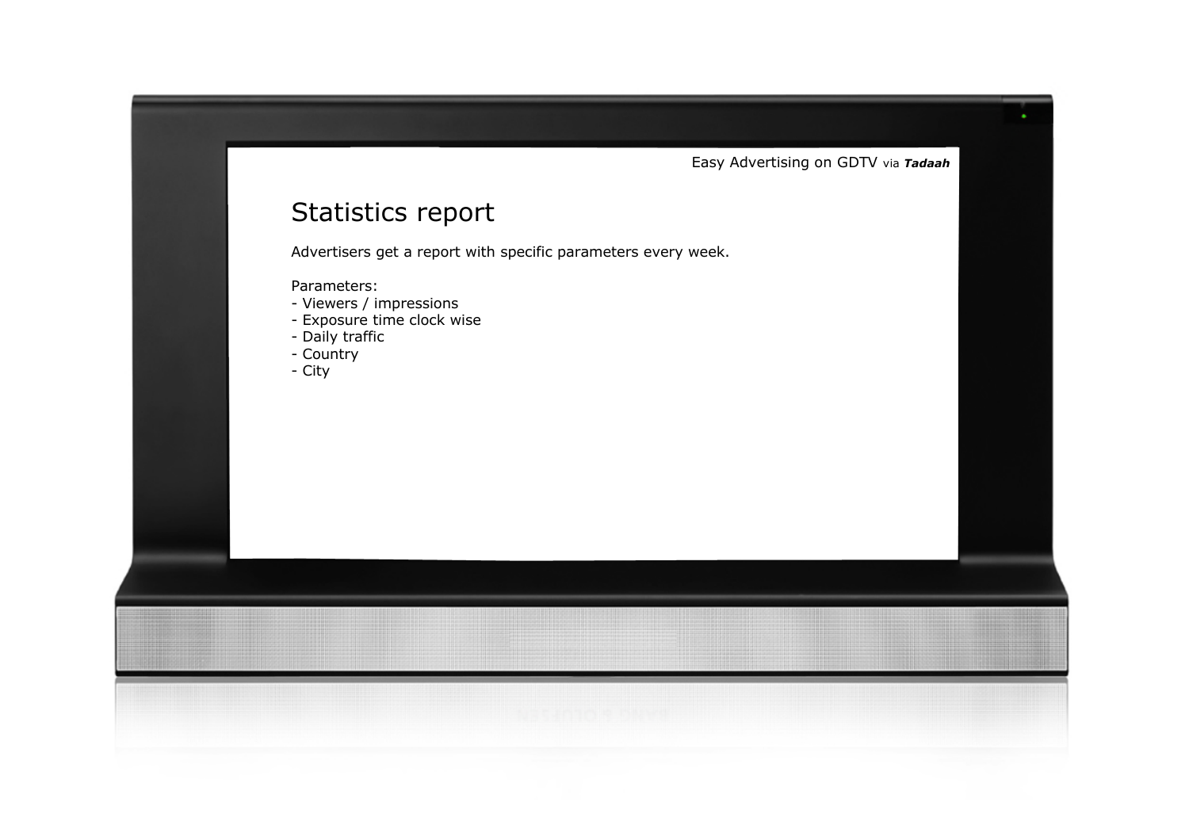Easy Advertising on GDTV via ***Tadaah***

# Statistics report

Advertisers get a report with specific parameters every week.

Parameters:
- Viewers / impressions
- Exposure time clock wise
- Daily traffic
- Country
- City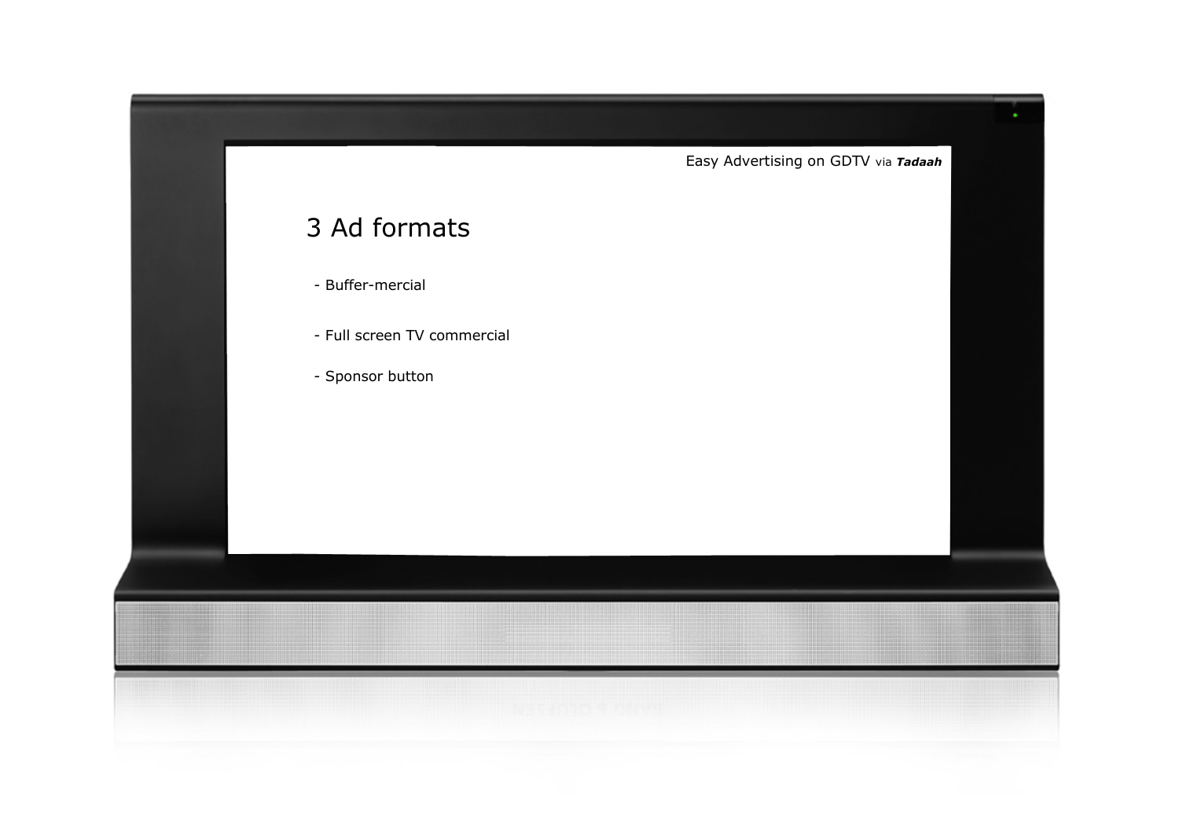Easy Advertising on GDTV via ***Tadaah***

# 3 Ad formats

- Buffer-mercial
- Full screen TV commercial
- Sponsor button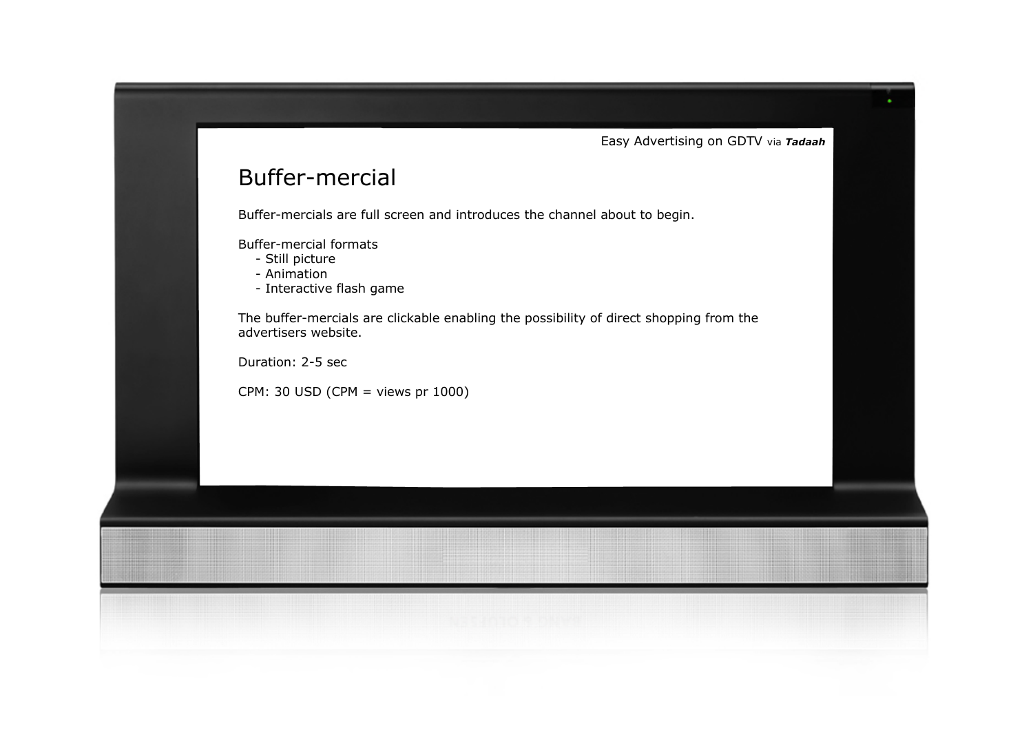Easy Advertising on GDTV via ***Tadaah***

# Buffer-mercial

Buffer-mercials are full screen and introduces the channel about to begin.

Buffer-mercial formats
- Still picture
- Animation
- Interactive flash game

The buffer-mercials are clickable enabling the possibility of direct shopping from the advertisers website.

Duration: 2-5 sec

CPM: 30 USD (CPM = views pr 1000)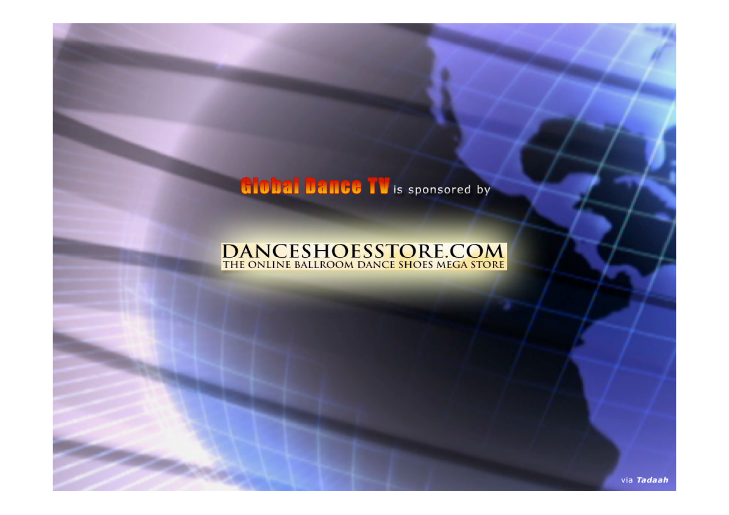Global Dance TV is sponsored by

DANCESHOESSTORE.COM
THE ONLINE BALLROOM DANCE SHOES MEGA STORE

via *Tadaah*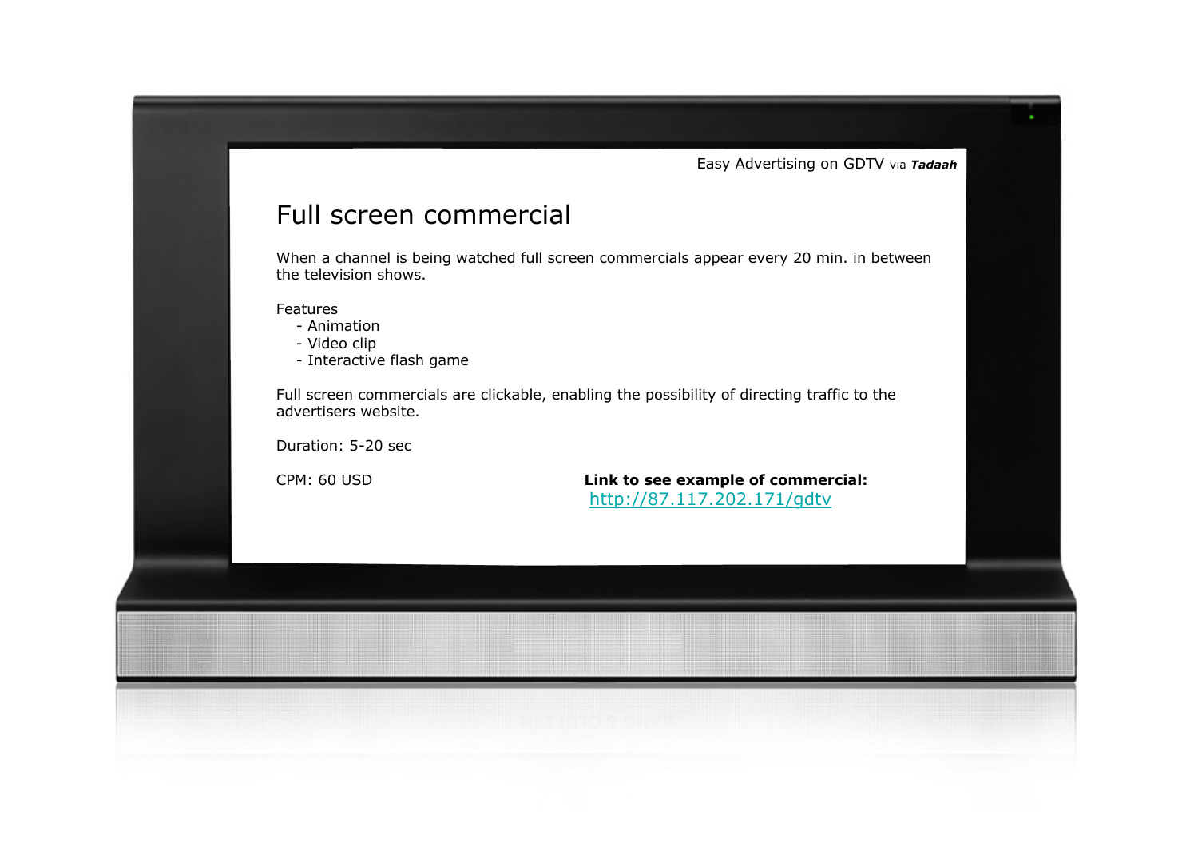Easy Advertising on GDTV via ***Tadaah***

# Full screen commercial

When a channel is being watched full screen commercials appear every 20 min. in between the television shows.

Features
- Animation
- Video clip
- Interactive flash game

Full screen commercials are clickable, enabling the possibility of directing traffic to the advertisers website.

Duration: 5-20 sec

CPM: 60 USD

**Link to see example of commercial:**
http://87.117.202.171/gdtv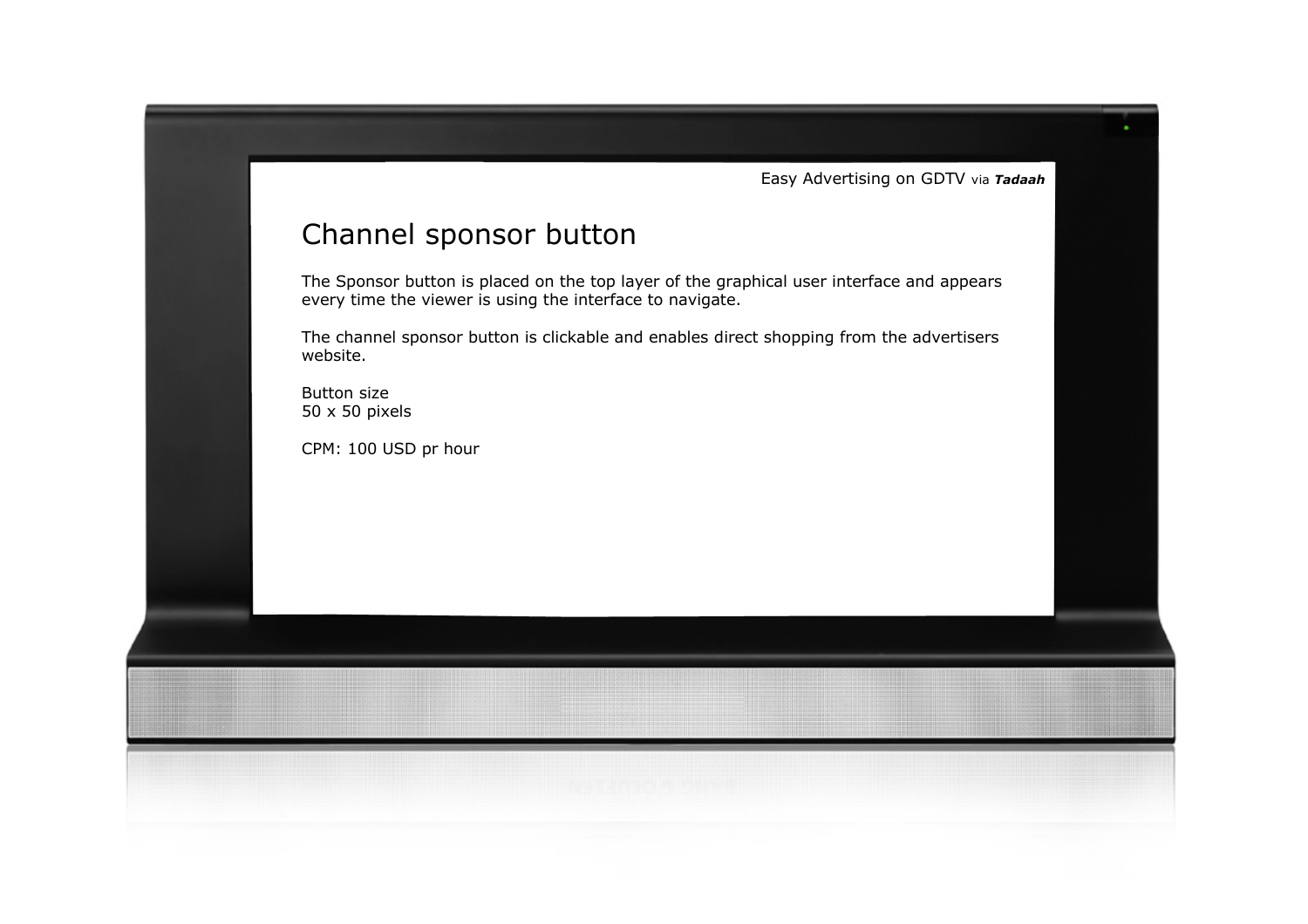Easy Advertising on GDTV via ***Tadaah***

# Channel sponsor button

The Sponsor button is placed on the top layer of the graphical user interface and appears every time the viewer is using the interface to navigate.

The channel sponsor button is clickable and enables direct shopping from the advertisers website.

Button size
50 x 50 pixels

CPM: 100 USD pr hour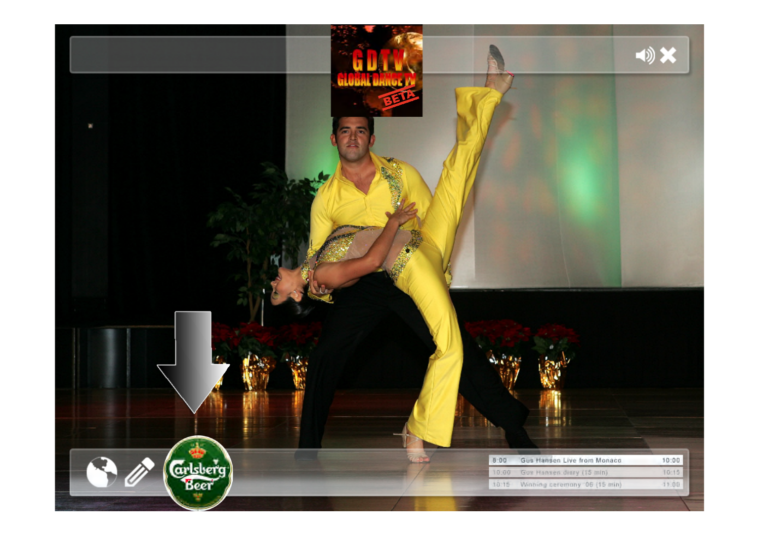GDTV GLOBAL DANCE TV BETA

| | | |
|---|---|---|
| 8:00 | Gus Hansen Live from Monaco | 10:00 |
| 10:00 | Gus Hansen diary (15 min) | 10:15 |
| 10:15 | Winning ceremony '06 (15 min) | 11:00 |

Carlsberg Beer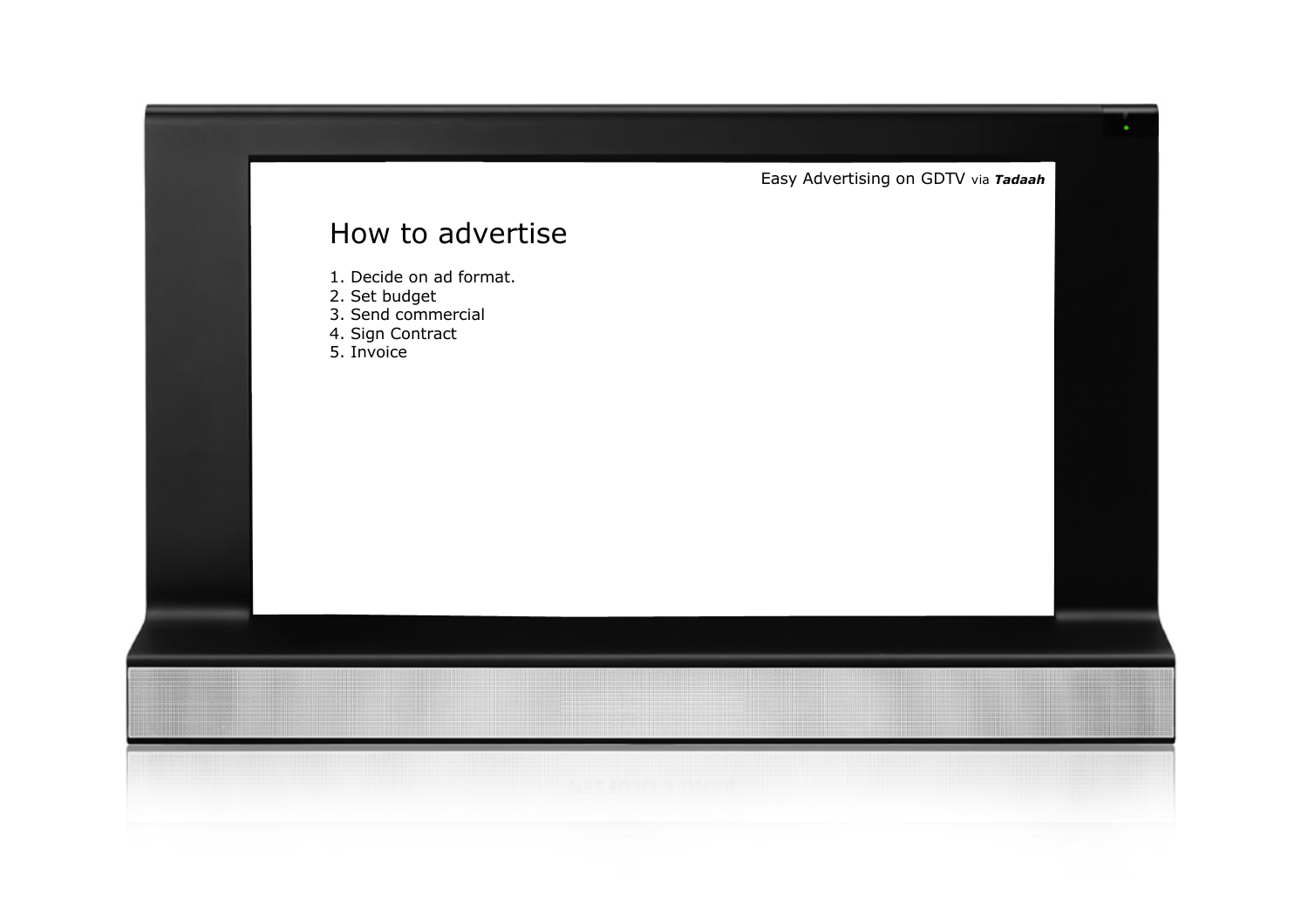Easy Advertising on GDTV via ***Tadaah***

# How to advertise

1. Decide on ad format.
2. Set budget
3. Send commercial
4. Sign Contract
5. Invoice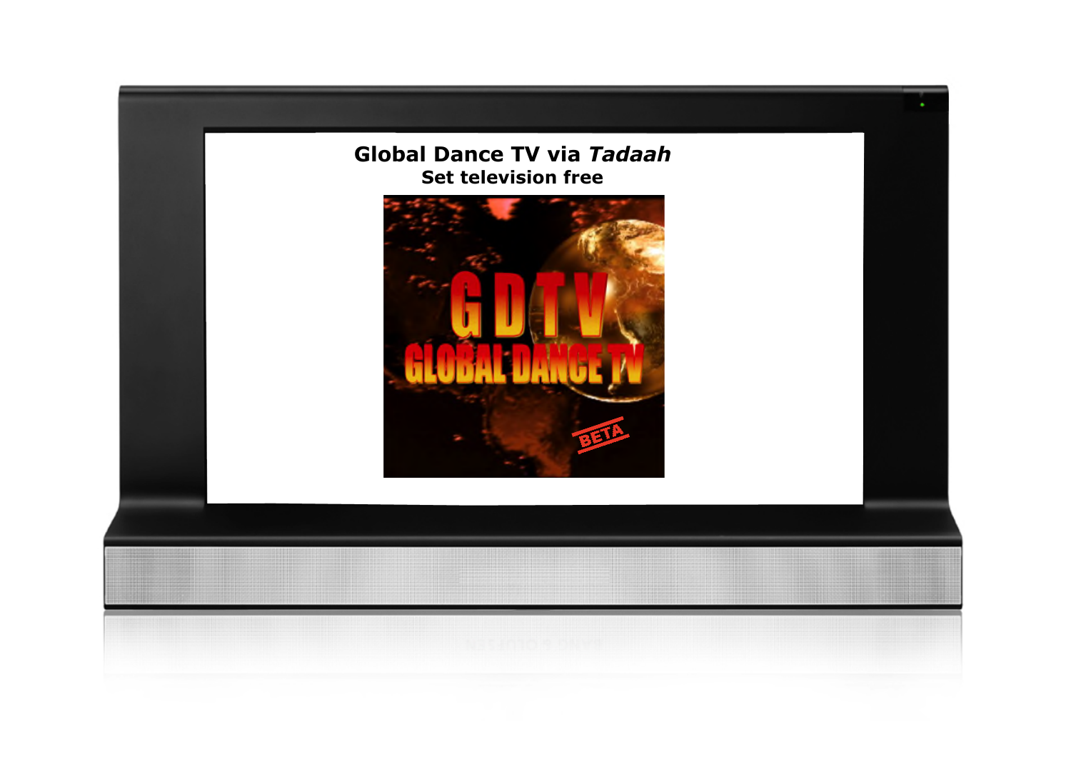**Global Dance TV via *Tadaah***

**Set television free**